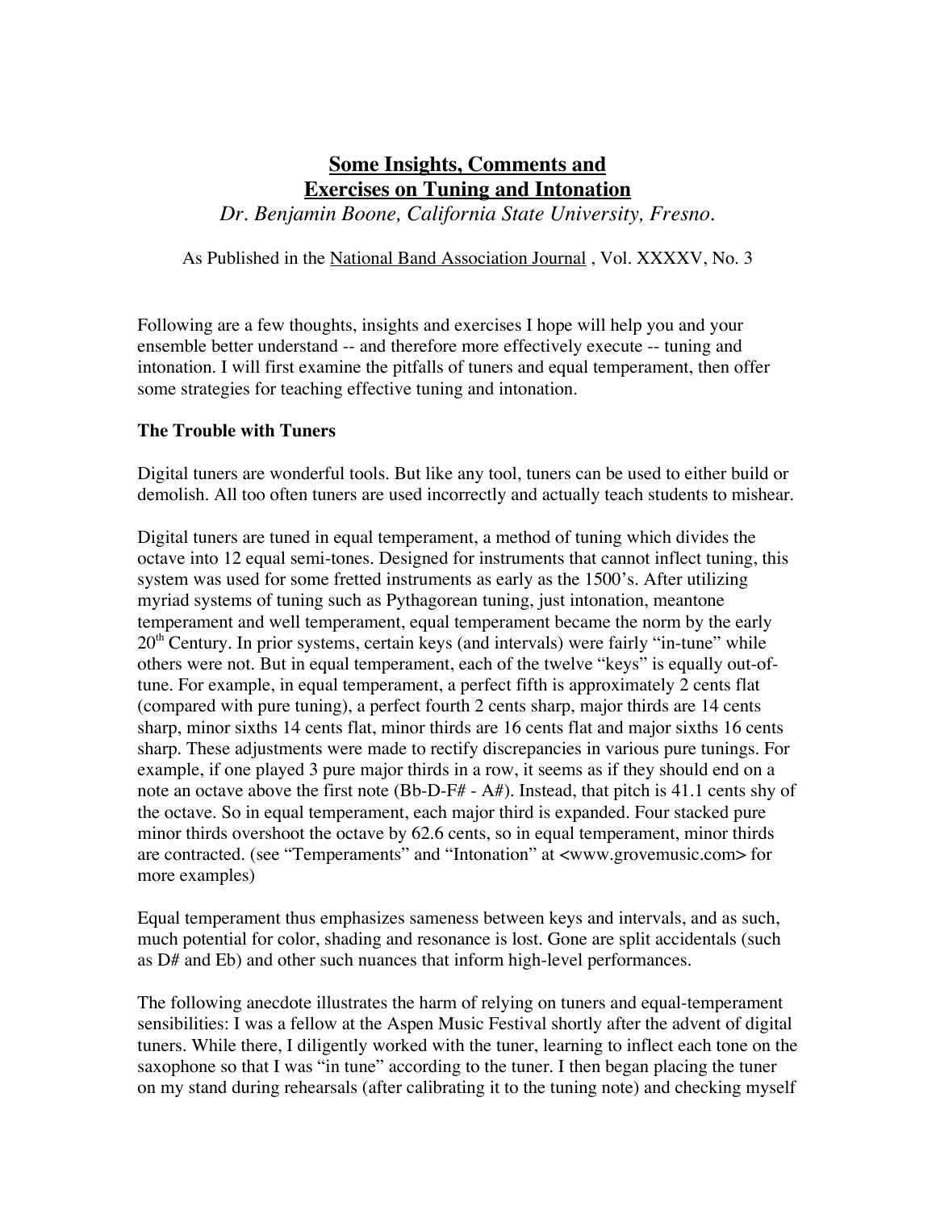# Some Insights, Comments and Exercises on Tuning and Intonation

*Dr. Benjamin Boone, California State University, Fresno.*

As Published in the National Band Association Journal , Vol. XXXXV, No. 3

Following are a few thoughts, insights and exercises I hope will help you and your ensemble better understand -- and therefore more effectively execute -- tuning and intonation. I will first examine the pitfalls of tuners and equal temperament, then offer some strategies for teaching effective tuning and intonation.

**The Trouble with Tuners**

Digital tuners are wonderful tools. But like any tool, tuners can be used to either build or demolish. All too often tuners are used incorrectly and actually teach students to mishear.

Digital tuners are tuned in equal temperament, a method of tuning which divides the octave into 12 equal semi-tones. Designed for instruments that cannot inflect tuning, this system was used for some fretted instruments as early as the 1500's. After utilizing myriad systems of tuning such as Pythagorean tuning, just intonation, meantone temperament and well temperament, equal temperament became the norm by the early 20th Century. In prior systems, certain keys (and intervals) were fairly "in-tune" while others were not. But in equal temperament, each of the twelve "keys" is equally out-of-tune. For example, in equal temperament, a perfect fifth is approximately 2 cents flat (compared with pure tuning), a perfect fourth 2 cents sharp, major thirds are 14 cents sharp, minor sixths 14 cents flat, minor thirds are 16 cents flat and major sixths 16 cents sharp. These adjustments were made to rectify discrepancies in various pure tunings. For example, if one played 3 pure major thirds in a row, it seems as if they should end on a note an octave above the first note (Bb-D-F# - A#). Instead, that pitch is 41.1 cents shy of the octave. So in equal temperament, each major third is expanded. Four stacked pure minor thirds overshoot the octave by 62.6 cents, so in equal temperament, minor thirds are contracted. (see "Temperaments" and "Intonation" at <www.grovemusic.com> for more examples)

Equal temperament thus emphasizes sameness between keys and intervals, and as such, much potential for color, shading and resonance is lost. Gone are split accidentals (such as D# and Eb) and other such nuances that inform high-level performances.

The following anecdote illustrates the harm of relying on tuners and equal-temperament sensibilities: I was a fellow at the Aspen Music Festival shortly after the advent of digital tuners. While there, I diligently worked with the tuner, learning to inflect each tone on the saxophone so that I was "in tune" according to the tuner. I then began placing the tuner on my stand during rehearsals (after calibrating it to the tuning note) and checking myself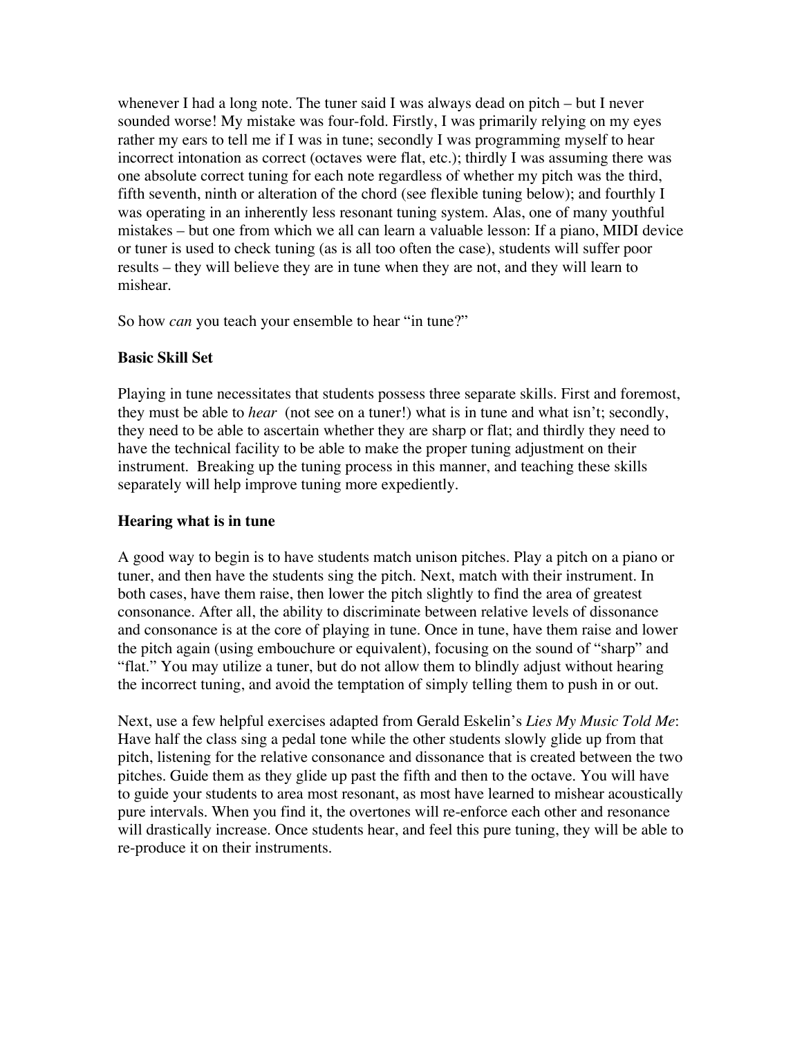whenever I had a long note. The tuner said I was always dead on pitch – but I never sounded worse! My mistake was four-fold. Firstly, I was primarily relying on my eyes rather my ears to tell me if I was in tune; secondly I was programming myself to hear incorrect intonation as correct (octaves were flat, etc.); thirdly I was assuming there was one absolute correct tuning for each note regardless of whether my pitch was the third, fifth seventh, ninth or alteration of the chord (see flexible tuning below); and fourthly I was operating in an inherently less resonant tuning system. Alas, one of many youthful mistakes – but one from which we all can learn a valuable lesson: If a piano, MIDI device or tuner is used to check tuning (as is all too often the case), students will suffer poor results – they will believe they are in tune when they are not, and they will learn to mishear.

So how *can* you teach your ensemble to hear "in tune?"

**Basic Skill Set**

Playing in tune necessitates that students possess three separate skills. First and foremost, they must be able to *hear* (not see on a tuner!) what is in tune and what isn't; secondly, they need to be able to ascertain whether they are sharp or flat; and thirdly they need to have the technical facility to be able to make the proper tuning adjustment on their instrument. Breaking up the tuning process in this manner, and teaching these skills separately will help improve tuning more expediently.

**Hearing what is in tune**

A good way to begin is to have students match unison pitches. Play a pitch on a piano or tuner, and then have the students sing the pitch. Next, match with their instrument. In both cases, have them raise, then lower the pitch slightly to find the area of greatest consonance. After all, the ability to discriminate between relative levels of dissonance and consonance is at the core of playing in tune. Once in tune, have them raise and lower the pitch again (using embouchure or equivalent), focusing on the sound of "sharp" and "flat." You may utilize a tuner, but do not allow them to blindly adjust without hearing the incorrect tuning, and avoid the temptation of simply telling them to push in or out.

Next, use a few helpful exercises adapted from Gerald Eskelin's *Lies My Music Told Me*: Have half the class sing a pedal tone while the other students slowly glide up from that pitch, listening for the relative consonance and dissonance that is created between the two pitches. Guide them as they glide up past the fifth and then to the octave. You will have to guide your students to area most resonant, as most have learned to mishear acoustically pure intervals. When you find it, the overtones will re-enforce each other and resonance will drastically increase. Once students hear, and feel this pure tuning, they will be able to re-produce it on their instruments.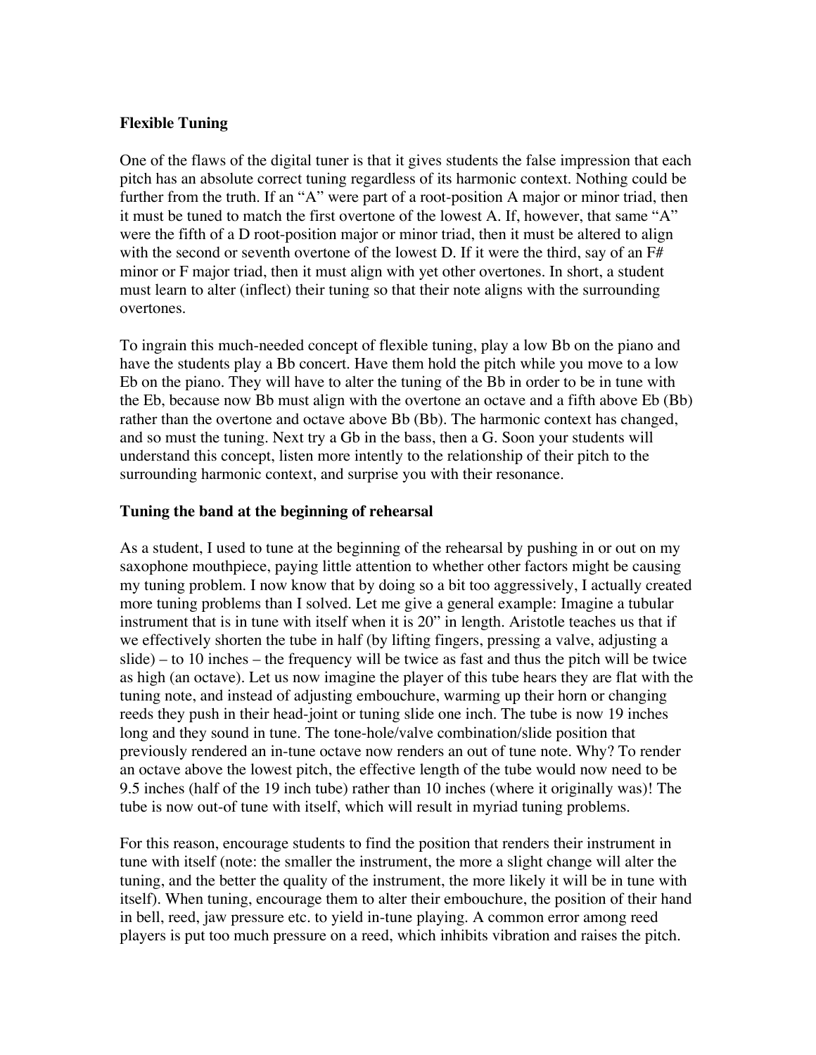**Flexible Tuning**

One of the flaws of the digital tuner is that it gives students the false impression that each pitch has an absolute correct tuning regardless of its harmonic context. Nothing could be further from the truth. If an "A" were part of a root-position A major or minor triad, then it must be tuned to match the first overtone of the lowest A. If, however, that same "A" were the fifth of a D root-position major or minor triad, then it must be altered to align with the second or seventh overtone of the lowest D. If it were the third, say of an F# minor or F major triad, then it must align with yet other overtones. In short, a student must learn to alter (inflect) their tuning so that their note aligns with the surrounding overtones.

To ingrain this much-needed concept of flexible tuning, play a low Bb on the piano and have the students play a Bb concert. Have them hold the pitch while you move to a low Eb on the piano. They will have to alter the tuning of the Bb in order to be in tune with the Eb, because now Bb must align with the overtone an octave and a fifth above Eb (Bb) rather than the overtone and octave above Bb (Bb). The harmonic context has changed, and so must the tuning. Next try a Gb in the bass, then a G. Soon your students will understand this concept, listen more intently to the relationship of their pitch to the surrounding harmonic context, and surprise you with their resonance.

**Tuning the band at the beginning of rehearsal**

As a student, I used to tune at the beginning of the rehearsal by pushing in or out on my saxophone mouthpiece, paying little attention to whether other factors might be causing my tuning problem. I now know that by doing so a bit too aggressively, I actually created more tuning problems than I solved. Let me give a general example: Imagine a tubular instrument that is in tune with itself when it is 20" in length. Aristotle teaches us that if we effectively shorten the tube in half (by lifting fingers, pressing a valve, adjusting a slide) – to 10 inches – the frequency will be twice as fast and thus the pitch will be twice as high (an octave). Let us now imagine the player of this tube hears they are flat with the tuning note, and instead of adjusting embouchure, warming up their horn or changing reeds they push in their head-joint or tuning slide one inch. The tube is now 19 inches long and they sound in tune. The tone-hole/valve combination/slide position that previously rendered an in-tune octave now renders an out of tune note. Why? To render an octave above the lowest pitch, the effective length of the tube would now need to be 9.5 inches (half of the 19 inch tube) rather than 10 inches (where it originally was)! The tube is now out-of tune with itself, which will result in myriad tuning problems.

For this reason, encourage students to find the position that renders their instrument in tune with itself (note: the smaller the instrument, the more a slight change will alter the tuning, and the better the quality of the instrument, the more likely it will be in tune with itself). When tuning, encourage them to alter their embouchure, the position of their hand in bell, reed, jaw pressure etc. to yield in-tune playing. A common error among reed players is put too much pressure on a reed, which inhibits vibration and raises the pitch.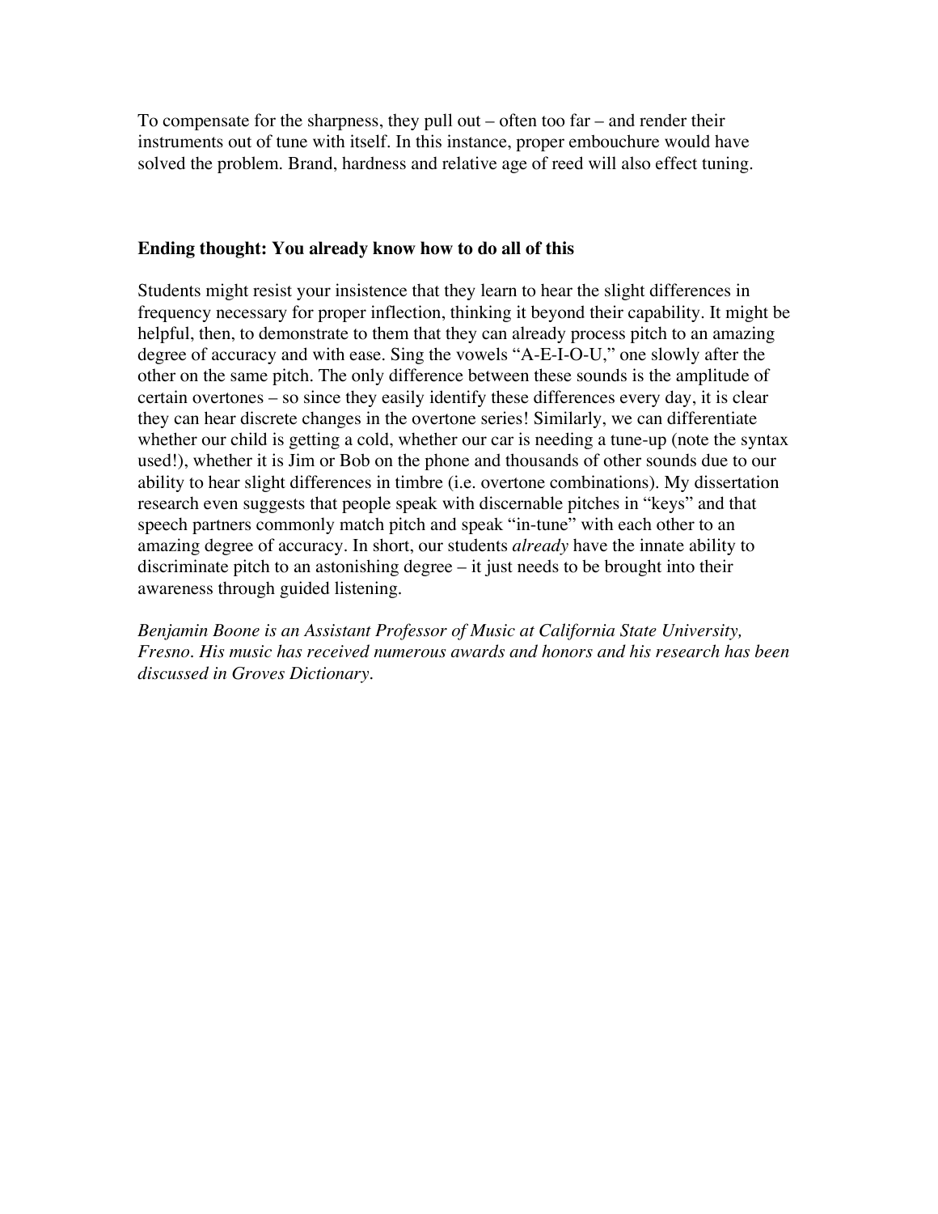To compensate for the sharpness, they pull out – often too far – and render their instruments out of tune with itself. In this instance, proper embouchure would have solved the problem. Brand, hardness and relative age of reed will also effect tuning.

**Ending thought: You already know how to do all of this**

Students might resist your insistence that they learn to hear the slight differences in frequency necessary for proper inflection, thinking it beyond their capability. It might be helpful, then, to demonstrate to them that they can already process pitch to an amazing degree of accuracy and with ease. Sing the vowels "A-E-I-O-U," one slowly after the other on the same pitch. The only difference between these sounds is the amplitude of certain overtones – so since they easily identify these differences every day, it is clear they can hear discrete changes in the overtone series! Similarly, we can differentiate whether our child is getting a cold, whether our car is needing a tune-up (note the syntax used!), whether it is Jim or Bob on the phone and thousands of other sounds due to our ability to hear slight differences in timbre (i.e. overtone combinations). My dissertation research even suggests that people speak with discernable pitches in "keys" and that speech partners commonly match pitch and speak "in-tune" with each other to an amazing degree of accuracy. In short, our students *already* have the innate ability to discriminate pitch to an astonishing degree – it just needs to be brought into their awareness through guided listening.

*Benjamin Boone is an Assistant Professor of Music at California State University, Fresno. His music has received numerous awards and honors and his research has been discussed in Groves Dictionary.*